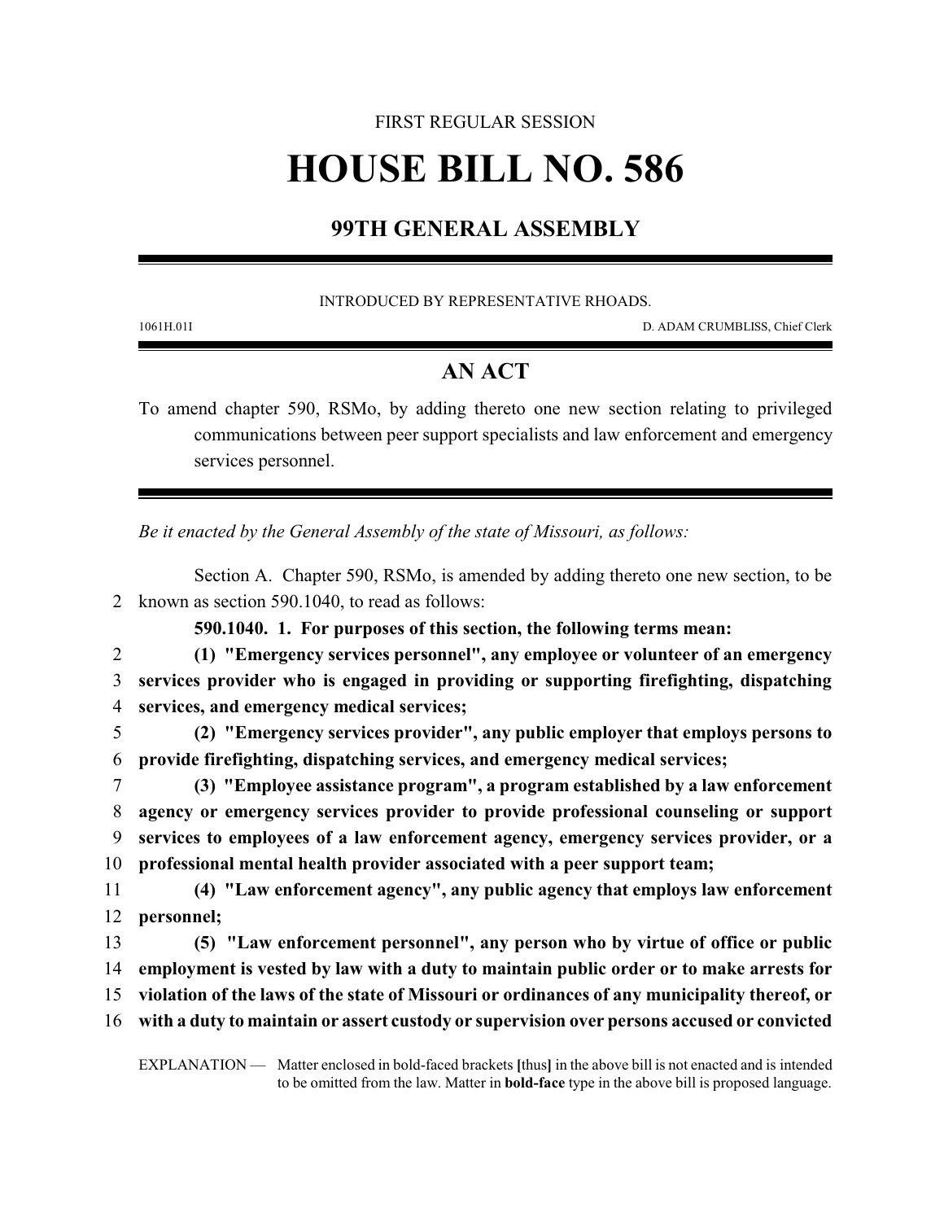FIRST REGULAR SESSION

# HOUSE BILL NO. 586

## 99TH GENERAL ASSEMBLY

INTRODUCED BY REPRESENTATIVE RHOADS.

1061H.01I D. ADAM CRUMBLISS, Chief Clerk

## AN ACT

To amend chapter 590, RSMo, by adding thereto one new section relating to privileged communications between peer support specialists and law enforcement and emergency services personnel.

*Be it enacted by the General Assembly of the state of Missouri, as follows:*

Section A. Chapter 590, RSMo, is amended by adding thereto one new section, to be
2 known as section 590.1040, to read as follows:

**590.1040. 1. For purposes of this section, the following terms mean:**
2 **(1) "Emergency services personnel", any employee or volunteer of an emergency**
3 **services provider who is engaged in providing or supporting firefighting, dispatching**
4 **services, and emergency medical services;**
5 **(2) "Emergency services provider", any public employer that employs persons to**
6 **provide firefighting, dispatching services, and emergency medical services;**
7 **(3) "Employee assistance program", a program established by a law enforcement**
8 **agency or emergency services provider to provide professional counseling or support**
9 **services to employees of a law enforcement agency, emergency services provider, or a**
10 **professional mental health provider associated with a peer support team;**
11 **(4) "Law enforcement agency", any public agency that employs law enforcement**
12 **personnel;**
13 **(5) "Law enforcement personnel", any person who by virtue of office or public**
14 **employment is vested by law with a duty to maintain public order or to make arrests for**
15 **violation of the laws of the state of Missouri or ordinances of any municipality thereof, or**
16 **with a duty to maintain or assert custody or supervision over persons accused or convicted**

EXPLANATION — Matter enclosed in bold-faced brackets **[**thus**]** in the above bill is not enacted and is intended to be omitted from the law. Matter in **bold-face** type in the above bill is proposed language.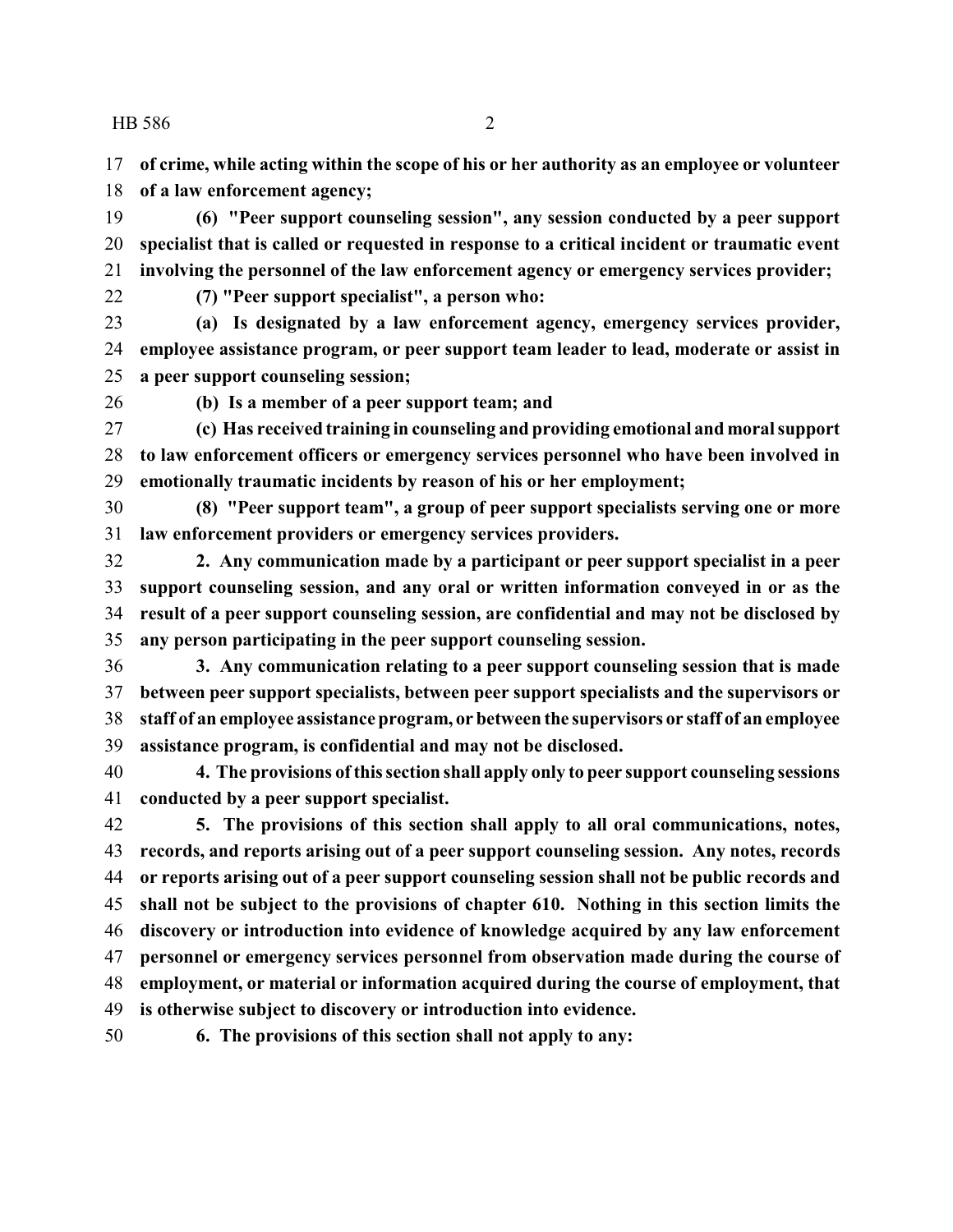**of crime, while acting within the scope of his or her authority as an employee or volunteer of a law enforcement agency;**

**(6) "Peer support counseling session", any session conducted by a peer support specialist that is called or requested in response to a critical incident or traumatic event involving the personnel of the law enforcement agency or emergency services provider;**

**(7) "Peer support specialist", a person who:**

**(a) Is designated by a law enforcement agency, emergency services provider, employee assistance program, or peer support team leader to lead, moderate or assist in a peer support counseling session;**

**(b) Is a member of a peer support team; and**

**(c) Has received training in counseling and providing emotional and moral support to law enforcement officers or emergency services personnel who have been involved in emotionally traumatic incidents by reason of his or her employment;**

**(8) "Peer support team", a group of peer support specialists serving one or more law enforcement providers or emergency services providers.**

**2. Any communication made by a participant or peer support specialist in a peer support counseling session, and any oral or written information conveyed in or as the result of a peer support counseling session, are confidential and may not be disclosed by any person participating in the peer support counseling session.**

**3. Any communication relating to a peer support counseling session that is made between peer support specialists, between peer support specialists and the supervisors or staff of an employee assistance program, or between the supervisors or staff of an employee assistance program, is confidential and may not be disclosed.**

**4. The provisions of this section shall apply only to peer support counseling sessions conducted by a peer support specialist.**

**5. The provisions of this section shall apply to all oral communications, notes, records, and reports arising out of a peer support counseling session. Any notes, records or reports arising out of a peer support counseling session shall not be public records and shall not be subject to the provisions of chapter 610. Nothing in this section limits the discovery or introduction into evidence of knowledge acquired by any law enforcement personnel or emergency services personnel from observation made during the course of employment, or material or information acquired during the course of employment, that is otherwise subject to discovery or introduction into evidence.**

**6. The provisions of this section shall not apply to any:**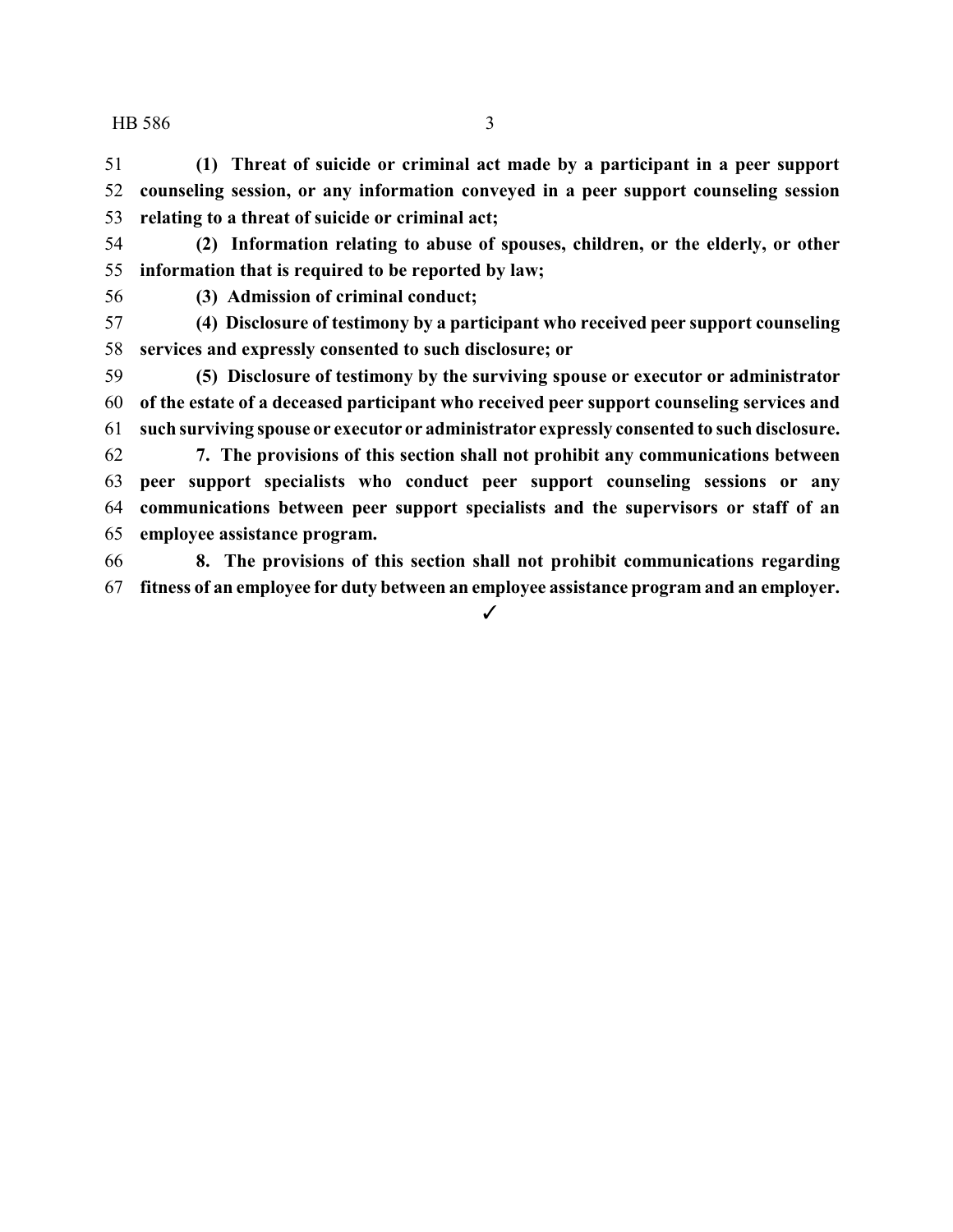**(1) Threat of suicide or criminal act made by a participant in a peer support counseling session, or any information conveyed in a peer support counseling session relating to a threat of suicide or criminal act;**

**(2) Information relating to abuse of spouses, children, or the elderly, or other information that is required to be reported by law;**

**(3) Admission of criminal conduct;**

**(4) Disclosure of testimony by a participant who received peer support counseling services and expressly consented to such disclosure; or**

**(5) Disclosure of testimony by the surviving spouse or executor or administrator of the estate of a deceased participant who received peer support counseling services and such surviving spouse or executor or administrator expressly consented to such disclosure.**

**7. The provisions of this section shall not prohibit any communications between peer support specialists who conduct peer support counseling sessions or any communications between peer support specialists and the supervisors or staff of an employee assistance program.**

**8. The provisions of this section shall not prohibit communications regarding fitness of an employee for duty between an employee assistance program and an employer.**

✓